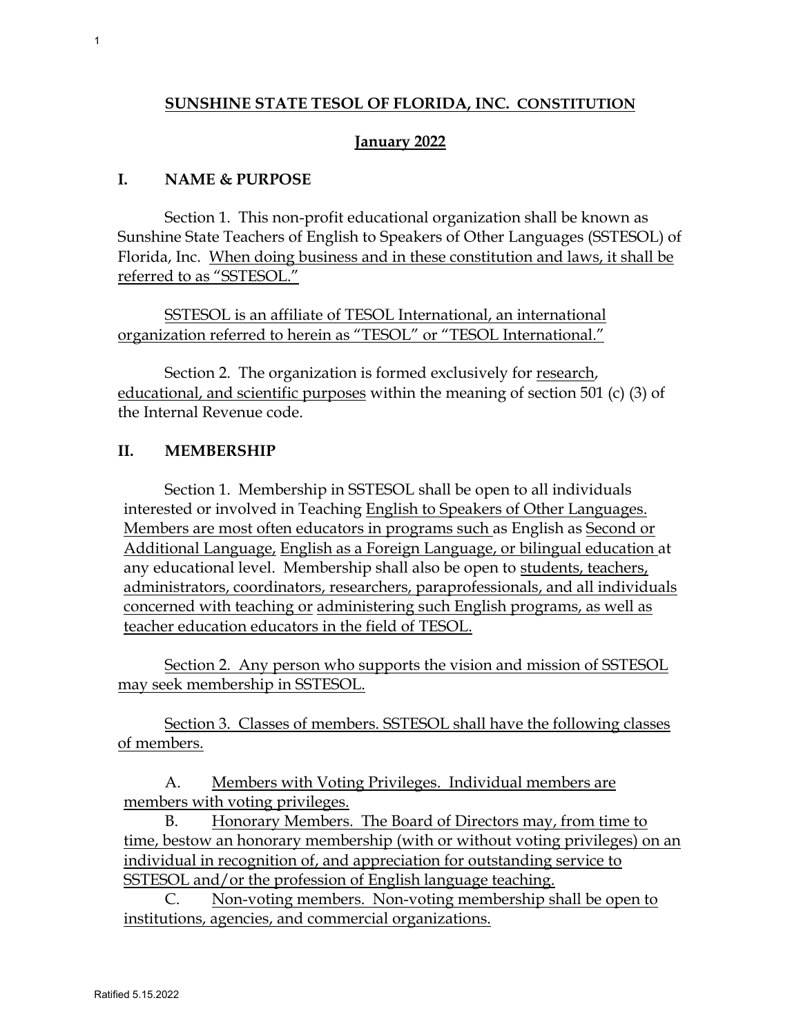# SUNSHINE STATE TESOL OF FLORIDA, INC. CONSTITUTION

## January 2022

## I. NAME & PURPOSE

Section 1. This non-profit educational organization shall be known as Sunshine State Teachers of English to Speakers of Other Languages (SSTESOL) of Florida, Inc. When doing business and in these constitution and laws, it shall be referred to as "SSTESOL."

SSTESOL is an affiliate of TESOL International, an international organization referred to herein as "TESOL" or "TESOL International."

Section 2. The organization is formed exclusively for research, educational, and scientific purposes within the meaning of section 501 (c) (3) of the Internal Revenue code.

## II. MEMBERSHIP

Section 1. Membership in SSTESOL shall be open to all individuals interested or involved in Teaching English to Speakers of Other Languages. Members are most often educators in programs such as English as Second or Additional Language, English as a Foreign Language, or bilingual education at any educational level. Membership shall also be open to students, teachers, administrators, coordinators, researchers, paraprofessionals, and all individuals concerned with teaching or administering such English programs, as well as teacher education educators in the field of TESOL.

Section 2. Any person who supports the vision and mission of SSTESOL may seek membership in SSTESOL.

Section 3. Classes of members. SSTESOL shall have the following classes of members.

A. Members with Voting Privileges. Individual members are members with voting privileges.

B. Honorary Members. The Board of Directors may, from time to time, bestow an honorary membership (with or without voting privileges) on an individual in recognition of, and appreciation for outstanding service to SSTESOL and/or the profession of English language teaching.

C. Non-voting members. Non-voting membership shall be open to institutions, agencies, and commercial organizations.

Ratified 5.15.2022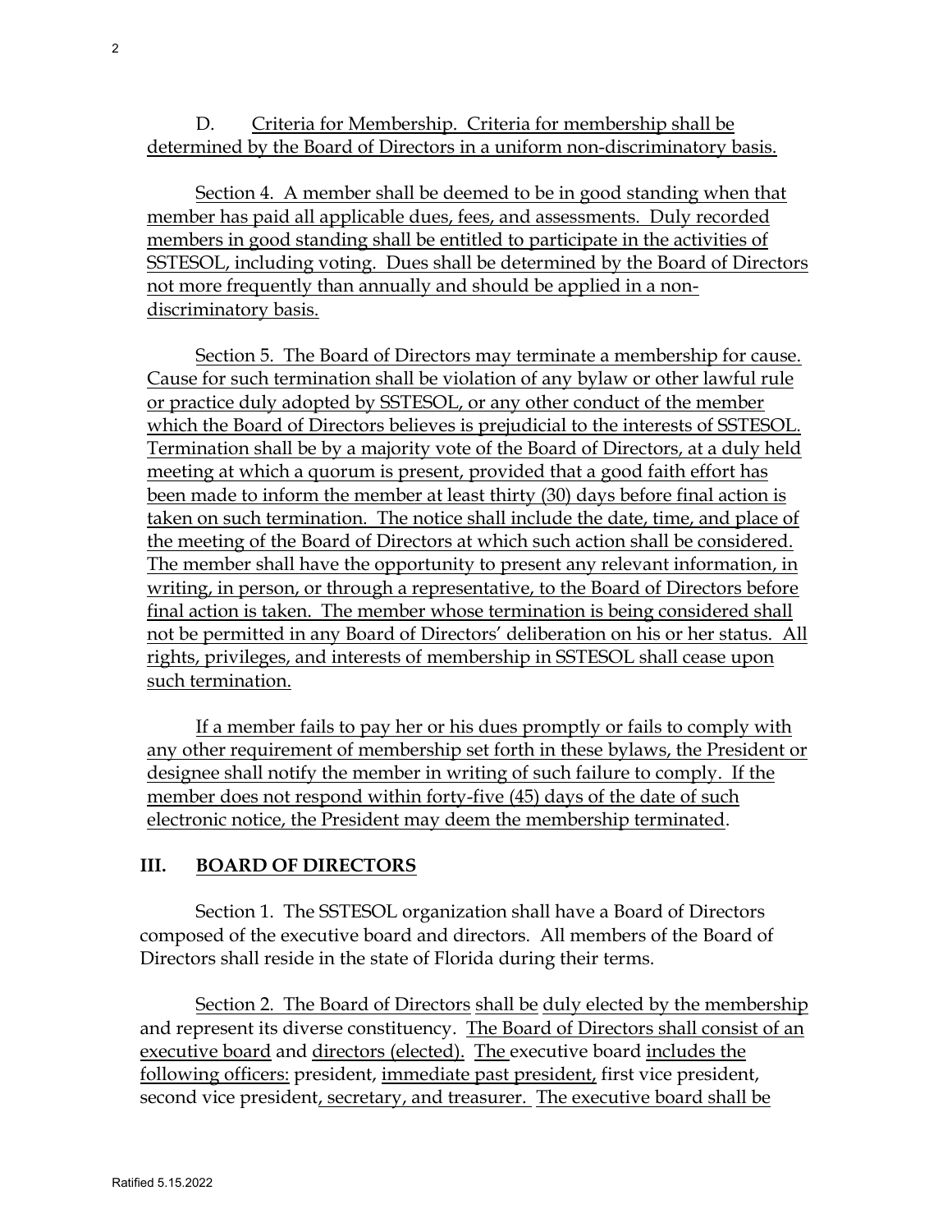D. Criteria for Membership. Criteria for membership shall be determined by the Board of Directors in a uniform non-discriminatory basis.

Section 4. A member shall be deemed to be in good standing when that member has paid all applicable dues, fees, and assessments. Duly recorded members in good standing shall be entitled to participate in the activities of SSTESOL, including voting. Dues shall be determined by the Board of Directors not more frequently than annually and should be applied in a non-discriminatory basis.

Section 5. The Board of Directors may terminate a membership for cause. Cause for such termination shall be violation of any bylaw or other lawful rule or practice duly adopted by SSTESOL, or any other conduct of the member which the Board of Directors believes is prejudicial to the interests of SSTESOL. Termination shall be by a majority vote of the Board of Directors, at a duly held meeting at which a quorum is present, provided that a good faith effort has been made to inform the member at least thirty (30) days before final action is taken on such termination. The notice shall include the date, time, and place of the meeting of the Board of Directors at which such action shall be considered. The member shall have the opportunity to present any relevant information, in writing, in person, or through a representative, to the Board of Directors before final action is taken. The member whose termination is being considered shall not be permitted in any Board of Directors' deliberation on his or her status. All rights, privileges, and interests of membership in SSTESOL shall cease upon such termination.

If a member fails to pay her or his dues promptly or fails to comply with any other requirement of membership set forth in these bylaws, the President or designee shall notify the member in writing of such failure to comply. If the member does not respond within forty-five (45) days of the date of such electronic notice, the President may deem the membership terminated.

## III. BOARD OF DIRECTORS

Section 1. The SSTESOL organization shall have a Board of Directors composed of the executive board and directors. All members of the Board of Directors shall reside in the state of Florida during their terms.

Section 2. The Board of Directors shall be duly elected by the membership and represent its diverse constituency. The Board of Directors shall consist of an executive board and directors (elected). The executive board includes the following officers: president, immediate past president, first vice president, second vice president, secretary, and treasurer. The executive board shall be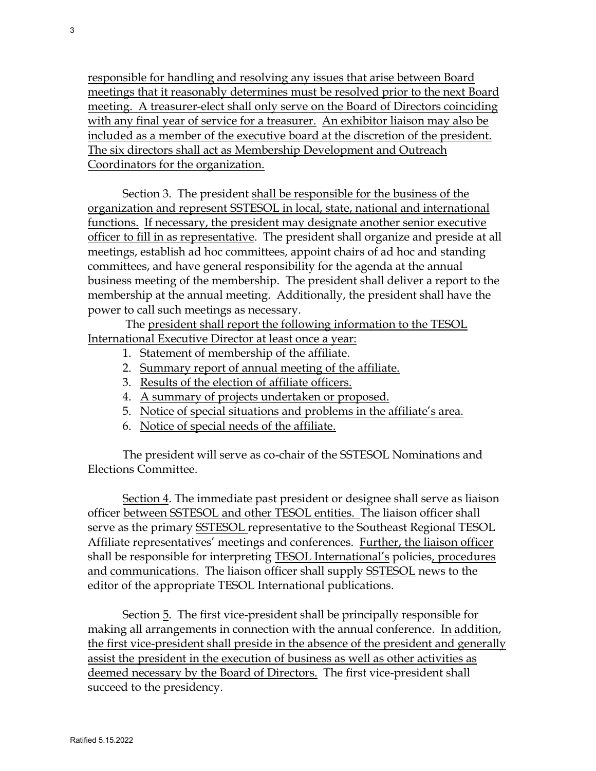responsible for handling and resolving any issues that arise between Board meetings that it reasonably determines must be resolved prior to the next Board meeting. A treasurer-elect shall only serve on the Board of Directors coinciding with any final year of service for a treasurer. An exhibitor liaison may also be included as a member of the executive board at the discretion of the president. The six directors shall act as Membership Development and Outreach Coordinators for the organization.

Section 3. The president shall be responsible for the business of the organization and represent SSTESOL in local, state, national and international functions. If necessary, the president may designate another senior executive officer to fill in as representative. The president shall organize and preside at all meetings, establish ad hoc committees, appoint chairs of ad hoc and standing committees, and have general responsibility for the agenda at the annual business meeting of the membership. The president shall deliver a report to the membership at the annual meeting. Additionally, the president shall have the power to call such meetings as necessary.

The president shall report the following information to the TESOL International Executive Director at least once a year:

1. Statement of membership of the affiliate.
2. Summary report of annual meeting of the affiliate.
3. Results of the election of affiliate officers.
4. A summary of projects undertaken or proposed.
5. Notice of special situations and problems in the affiliate's area.
6. Notice of special needs of the affiliate.

The president will serve as co-chair of the SSTESOL Nominations and Elections Committee.

Section 4. The immediate past president or designee shall serve as liaison officer between SSTESOL and other TESOL entities. The liaison officer shall serve as the primary SSTESOL representative to the Southeast Regional TESOL Affiliate representatives' meetings and conferences. Further, the liaison officer shall be responsible for interpreting TESOL International's policies, procedures and communications. The liaison officer shall supply SSTESOL news to the editor of the appropriate TESOL International publications.

Section 5. The first vice-president shall be principally responsible for making all arrangements in connection with the annual conference. In addition, the first vice-president shall preside in the absence of the president and generally assist the president in the execution of business as well as other activities as deemed necessary by the Board of Directors. The first vice-president shall succeed to the presidency.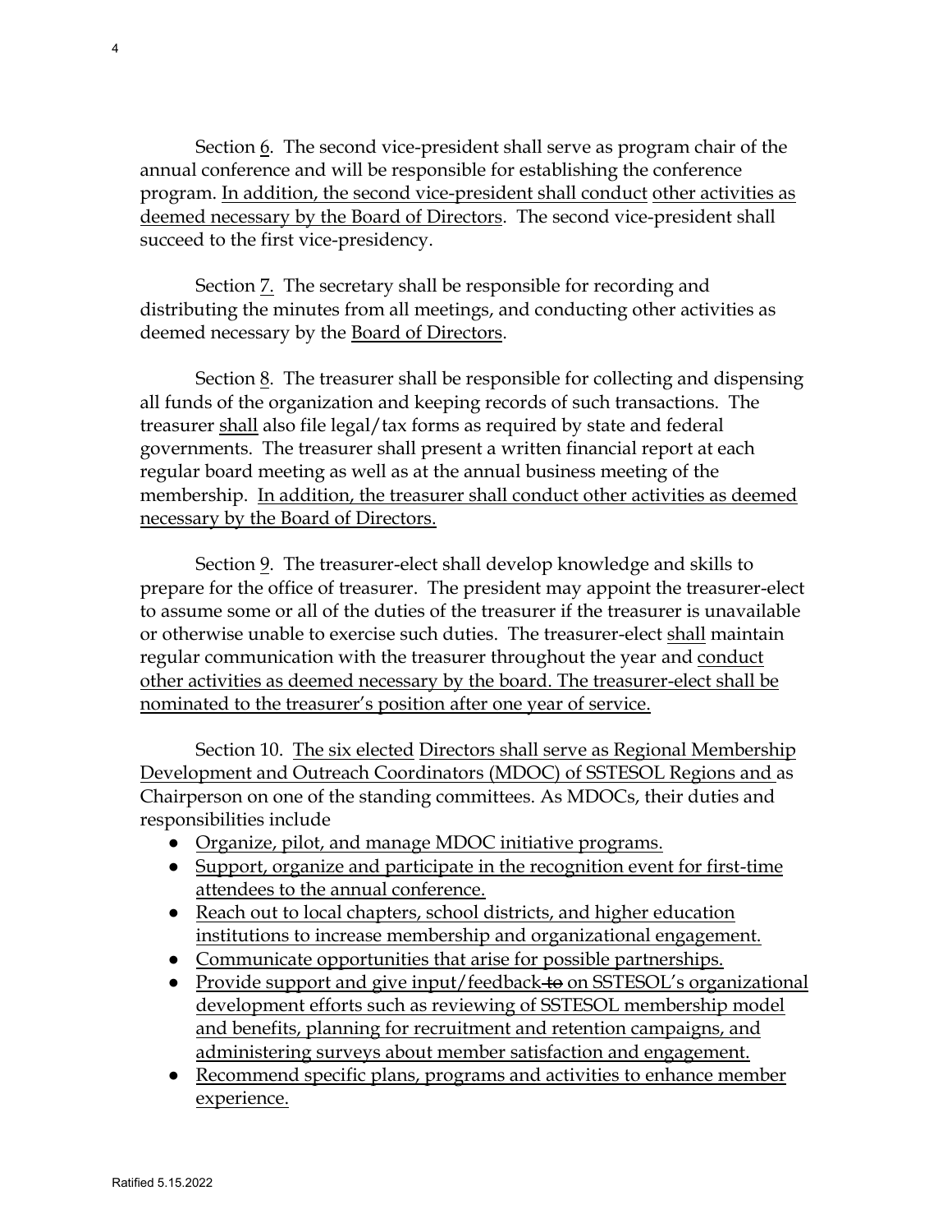Section 6. The second vice-president shall serve as program chair of the annual conference and will be responsible for establishing the conference program. In addition, the second vice-president shall conduct other activities as deemed necessary by the Board of Directors. The second vice-president shall succeed to the first vice-presidency.

Section 7. The secretary shall be responsible for recording and distributing the minutes from all meetings, and conducting other activities as deemed necessary by the Board of Directors.

Section 8. The treasurer shall be responsible for collecting and dispensing all funds of the organization and keeping records of such transactions. The treasurer shall also file legal/tax forms as required by state and federal governments. The treasurer shall present a written financial report at each regular board meeting as well as at the annual business meeting of the membership. In addition, the treasurer shall conduct other activities as deemed necessary by the Board of Directors.

Section 9. The treasurer-elect shall develop knowledge and skills to prepare for the office of treasurer. The president may appoint the treasurer-elect to assume some or all of the duties of the treasurer if the treasurer is unavailable or otherwise unable to exercise such duties. The treasurer-elect shall maintain regular communication with the treasurer throughout the year and conduct other activities as deemed necessary by the board. The treasurer-elect shall be nominated to the treasurer's position after one year of service.

Section 10. The six elected Directors shall serve as Regional Membership Development and Outreach Coordinators (MDOC) of SSTESOL Regions and as Chairperson on one of the standing committees. As MDOCs, their duties and responsibilities include

- Organize, pilot, and manage MDOC initiative programs.
- Support, organize and participate in the recognition event for first-time attendees to the annual conference.
- Reach out to local chapters, school districts, and higher education institutions to increase membership and organizational engagement.
- Communicate opportunities that arise for possible partnerships.
- Provide support and give input/feedback ~~to~~ on SSTESOL's organizational development efforts such as reviewing of SSTESOL membership model and benefits, planning for recruitment and retention campaigns, and administering surveys about member satisfaction and engagement.
- Recommend specific plans, programs and activities to enhance member experience.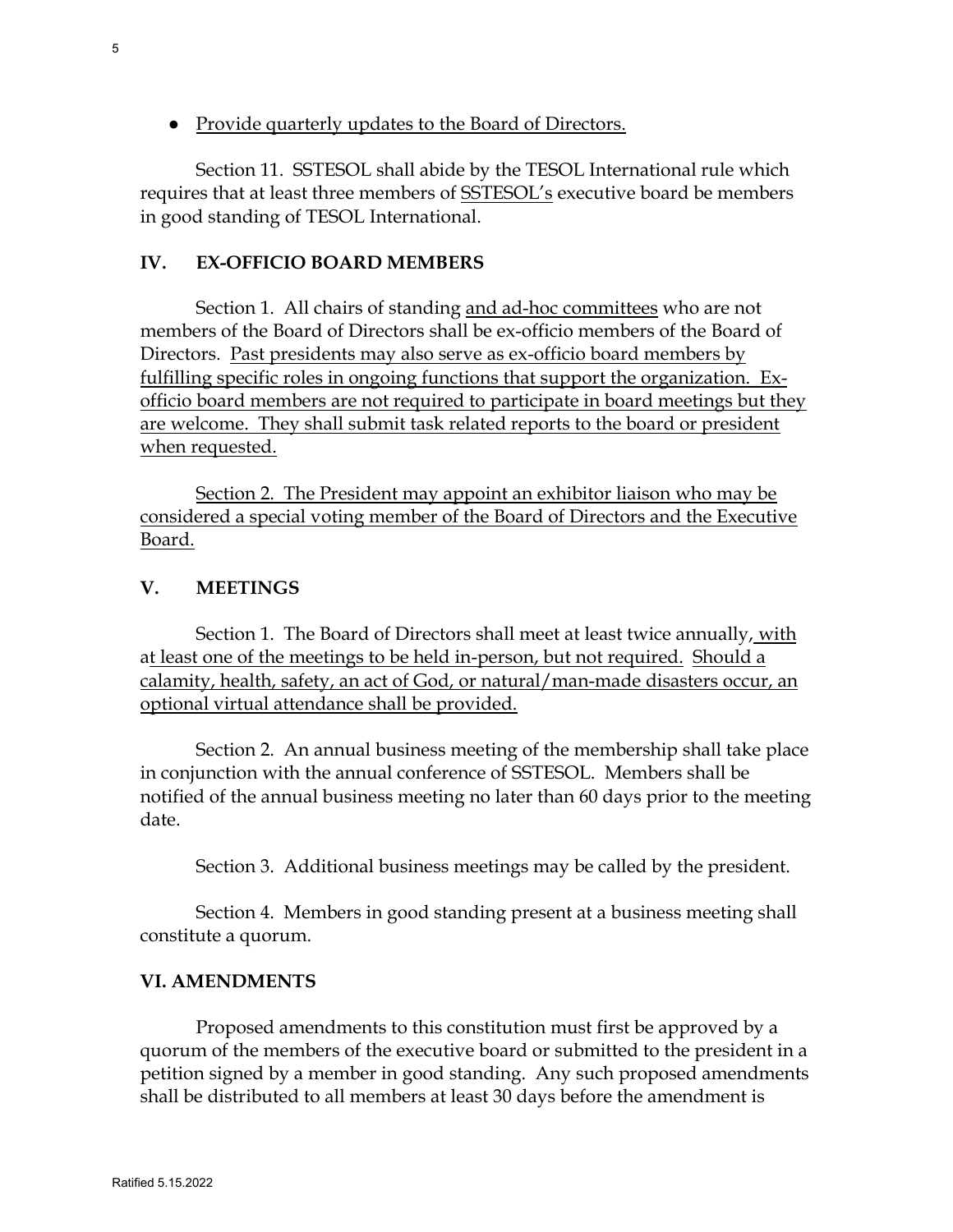- Provide quarterly updates to the Board of Directors.

Section 11. SSTESOL shall abide by the TESOL International rule which requires that at least three members of SSTESOL's executive board be members in good standing of TESOL International.

## IV. EX-OFFICIO BOARD MEMBERS

Section 1. All chairs of standing and ad-hoc committees who are not members of the Board of Directors shall be ex-officio members of the Board of Directors. Past presidents may also serve as ex-officio board members by fulfilling specific roles in ongoing functions that support the organization. Ex-officio board members are not required to participate in board meetings but they are welcome. They shall submit task related reports to the board or president when requested.

Section 2. The President may appoint an exhibitor liaison who may be considered a special voting member of the Board of Directors and the Executive Board.

## V. MEETINGS

Section 1. The Board of Directors shall meet at least twice annually, with at least one of the meetings to be held in-person, but not required. Should a calamity, health, safety, an act of God, or natural/man-made disasters occur, an optional virtual attendance shall be provided.

Section 2. An annual business meeting of the membership shall take place in conjunction with the annual conference of SSTESOL. Members shall be notified of the annual business meeting no later than 60 days prior to the meeting date.

Section 3. Additional business meetings may be called by the president.

Section 4. Members in good standing present at a business meeting shall constitute a quorum.

## VI. AMENDMENTS

Proposed amendments to this constitution must first be approved by a quorum of the members of the executive board or submitted to the president in a petition signed by a member in good standing. Any such proposed amendments shall be distributed to all members at least 30 days before the amendment is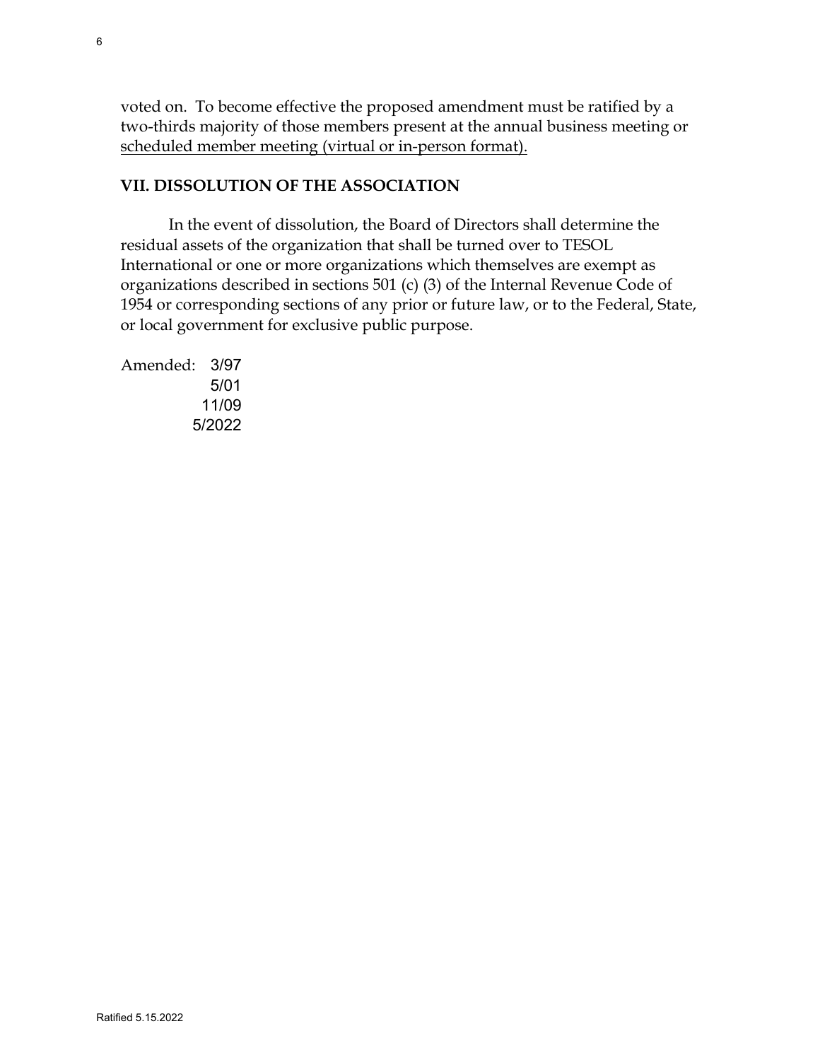voted on. To become effective the proposed amendment must be ratified by a two-thirds majority of those members present at the annual business meeting or <u>scheduled member meeting (virtual or in-person format).</u>

## VII. DISSOLUTION OF THE ASSOCIATION

In the event of dissolution, the Board of Directors shall determine the residual assets of the organization that shall be turned over to TESOL International or one or more organizations which themselves are exempt as organizations described in sections 501 (c) (3) of the Internal Revenue Code of 1954 or corresponding sections of any prior or future law, or to the Federal, State, or local government for exclusive public purpose.

Amended: 3/97
5/01
11/09
5/2022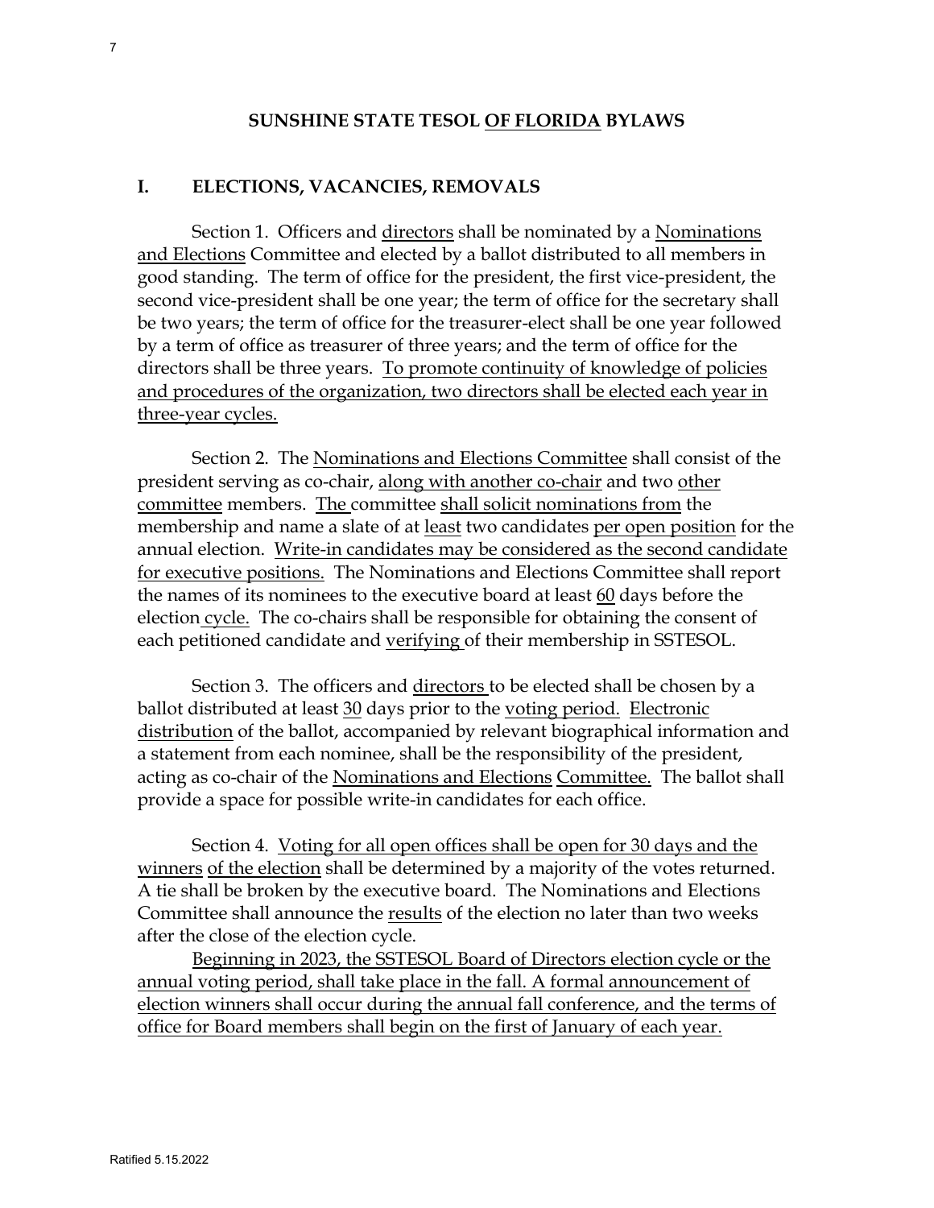## SUNSHINE STATE TESOL OF FLORIDA BYLAWS

### I. ELECTIONS, VACANCIES, REMOVALS

Section 1. Officers and directors shall be nominated by a Nominations and Elections Committee and elected by a ballot distributed to all members in good standing. The term of office for the president, the first vice-president, the second vice-president shall be one year; the term of office for the secretary shall be two years; the term of office for the treasurer-elect shall be one year followed by a term of office as treasurer of three years; and the term of office for the directors shall be three years. To promote continuity of knowledge of policies and procedures of the organization, two directors shall be elected each year in three-year cycles.

Section 2. The Nominations and Elections Committee shall consist of the president serving as co-chair, along with another co-chair and two other committee members. The committee shall solicit nominations from the membership and name a slate of at least two candidates per open position for the annual election. Write-in candidates may be considered as the second candidate for executive positions. The Nominations and Elections Committee shall report the names of its nominees to the executive board at least 60 days before the election cycle. The co-chairs shall be responsible for obtaining the consent of each petitioned candidate and verifying of their membership in SSTESOL.

Section 3. The officers and directors to be elected shall be chosen by a ballot distributed at least 30 days prior to the voting period. Electronic distribution of the ballot, accompanied by relevant biographical information and a statement from each nominee, shall be the responsibility of the president, acting as co-chair of the Nominations and Elections Committee. The ballot shall provide a space for possible write-in candidates for each office.

Section 4. Voting for all open offices shall be open for 30 days and the winners of the election shall be determined by a majority of the votes returned. A tie shall be broken by the executive board. The Nominations and Elections Committee shall announce the results of the election no later than two weeks after the close of the election cycle.

Beginning in 2023, the SSTESOL Board of Directors election cycle or the annual voting period, shall take place in the fall. A formal announcement of election winners shall occur during the annual fall conference, and the terms of office for Board members shall begin on the first of January of each year.

Ratified 5.15.2022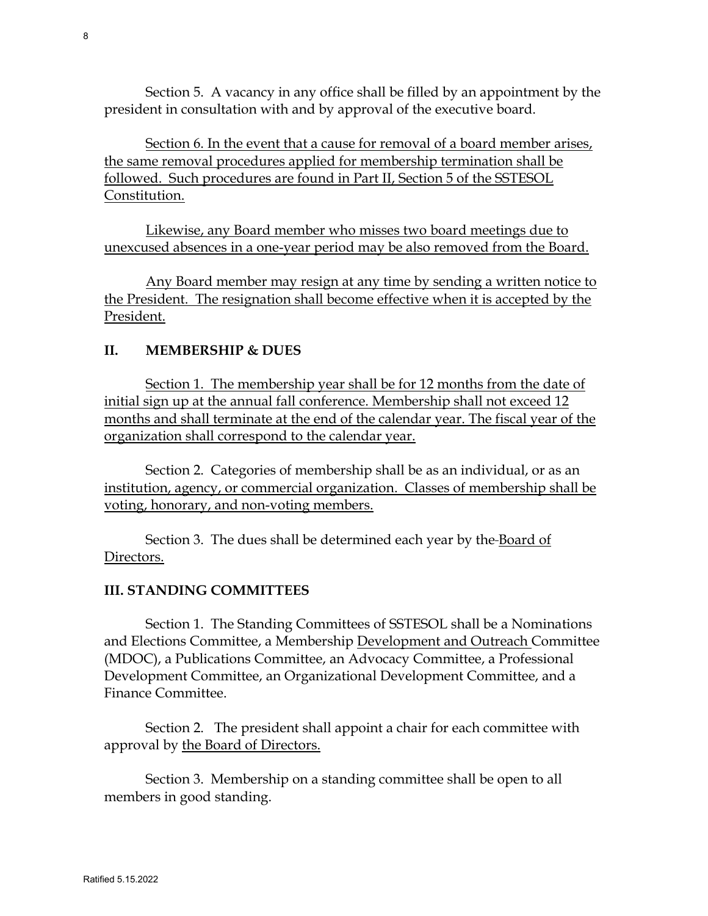Section 5. A vacancy in any office shall be filled by an appointment by the president in consultation with and by approval of the executive board.

Section 6. In the event that a cause for removal of a board member arises, the same removal procedures applied for membership termination shall be followed. Such procedures are found in Part II, Section 5 of the SSTESOL Constitution.

Likewise, any Board member who misses two board meetings due to unexcused absences in a one-year period may be also removed from the Board.

Any Board member may resign at any time by sending a written notice to the President. The resignation shall become effective when it is accepted by the President.

## II. MEMBERSHIP & DUES

Section 1. The membership year shall be for 12 months from the date of initial sign up at the annual fall conference. Membership shall not exceed 12 months and shall terminate at the end of the calendar year. The fiscal year of the organization shall correspond to the calendar year.

Section 2. Categories of membership shall be as an individual, or as an institution, agency, or commercial organization. Classes of membership shall be voting, honorary, and non-voting members.

Section 3. The dues shall be determined each year by the Board of Directors.

## III. STANDING COMMITTEES

Section 1. The Standing Committees of SSTESOL shall be a Nominations and Elections Committee, a Membership Development and Outreach Committee (MDOC), a Publications Committee, an Advocacy Committee, a Professional Development Committee, an Organizational Development Committee, and a Finance Committee.

Section 2. The president shall appoint a chair for each committee with approval by the Board of Directors.

Section 3. Membership on a standing committee shall be open to all members in good standing.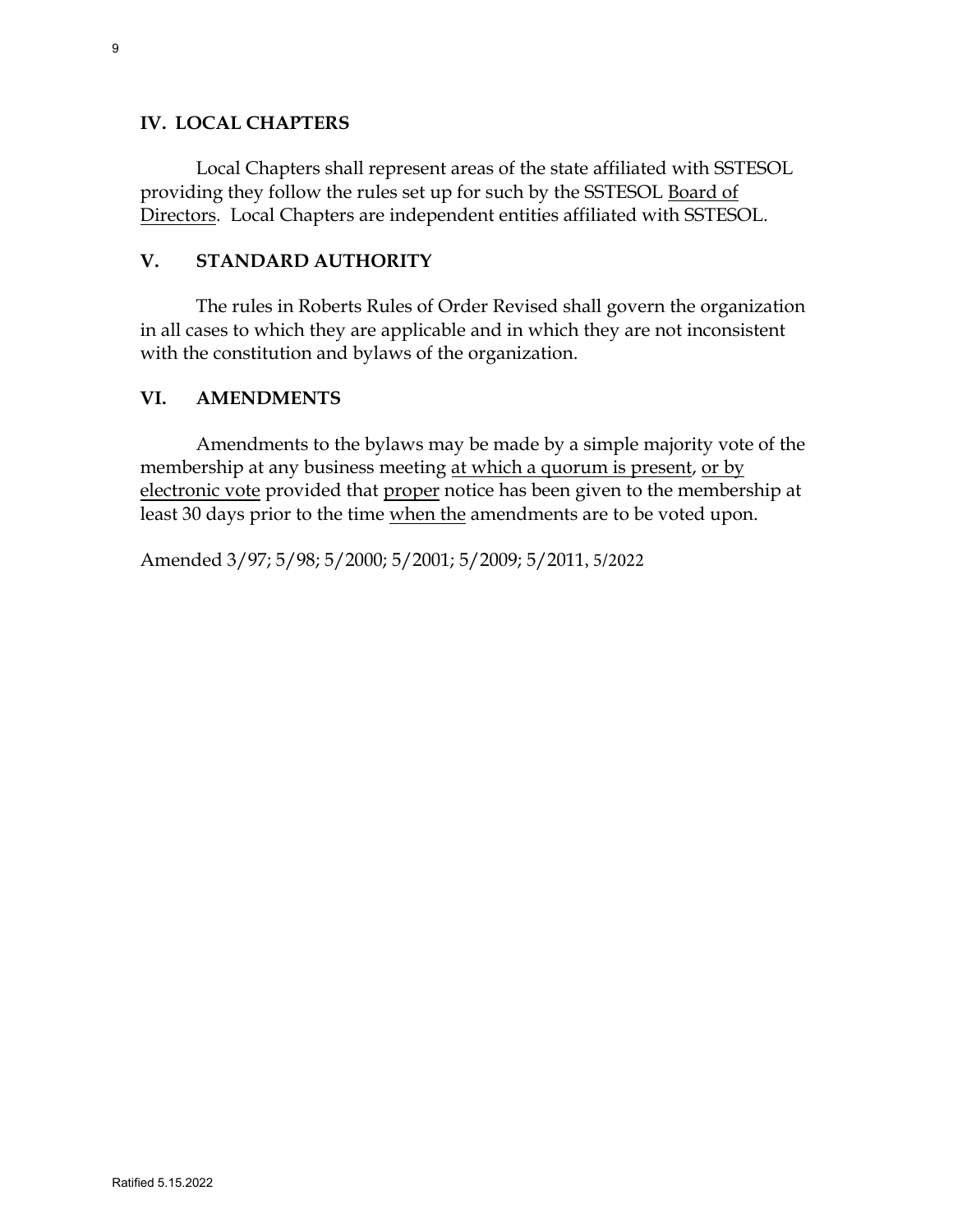## IV. LOCAL CHAPTERS

Local Chapters shall represent areas of the state affiliated with SSTESOL providing they follow the rules set up for such by the SSTESOL <u>Board of Directors</u>. Local Chapters are independent entities affiliated with SSTESOL.

## V. STANDARD AUTHORITY

The rules in Roberts Rules of Order Revised shall govern the organization in all cases to which they are applicable and in which they are not inconsistent with the constitution and bylaws of the organization.

## VI. AMENDMENTS

Amendments to the bylaws may be made by a simple majority vote of the membership at any business meeting <u>at which a quorum is present</u>, <u>or by electronic vote</u> provided that <u>proper</u> notice has been given to the membership at least 30 days prior to the time <u>when the</u> amendments are to be voted upon.

Amended 3/97; 5/98; 5/2000; 5/2001; 5/2009; 5/2011, 5/2022

Ratified 5.15.2022